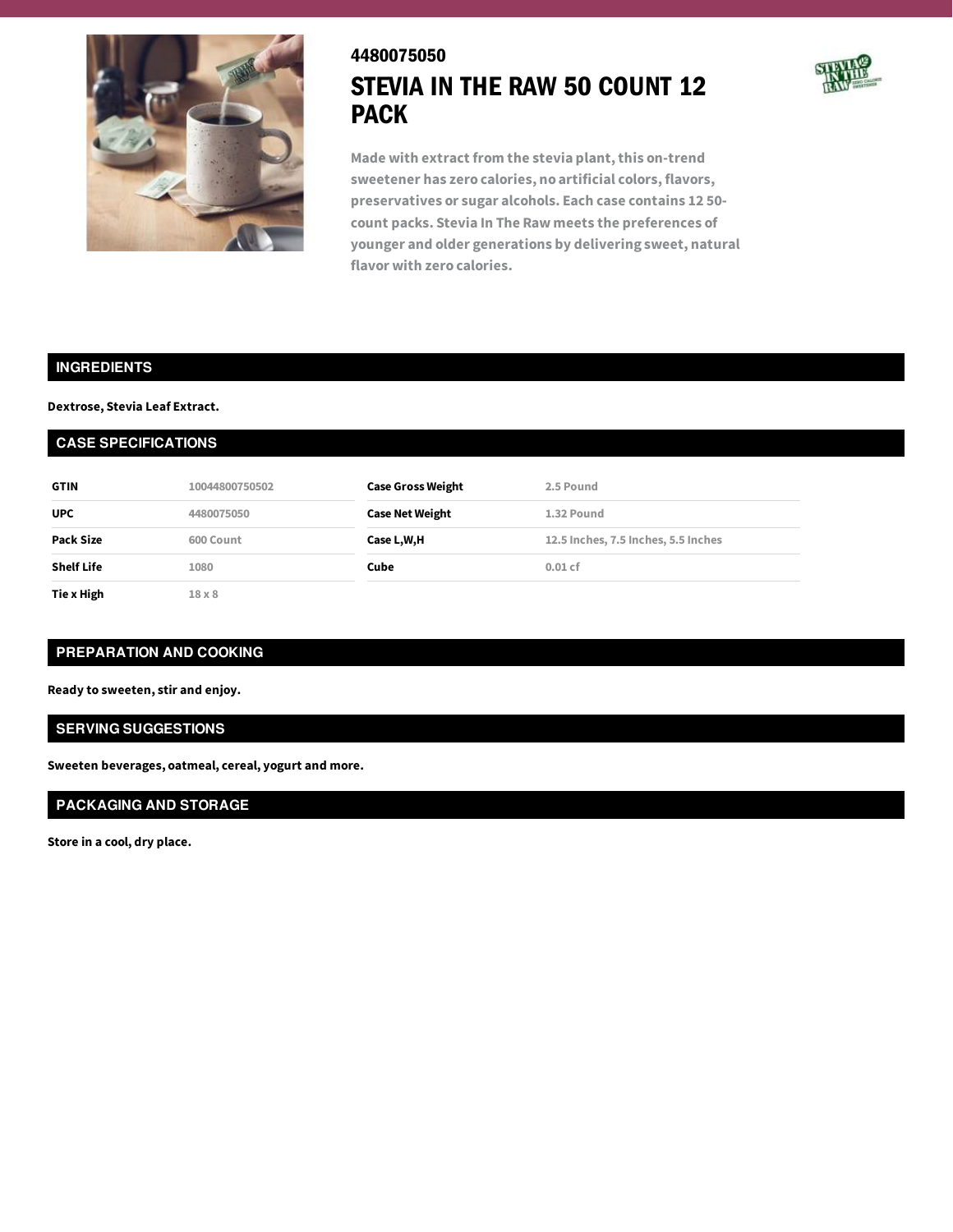4480075050

# STEVIA IN THE RAW 50 COUNT 12 PACK

Made with extract from the stevia plant, this on-trend sweetener has zero calories, no artificial colors, flavors, preservatives or sugar alcohols. Each case contains 12 50-count packs. Stevia In The Raw meets the preferences of younger and older generations by delivering sweet, natural flavor with zero calories.

## INGREDIENTS

Dextrose, Stevia Leaf Extract.

## CASE SPECIFICATIONS

| | | | |
|---|---|---|---|
| **GTIN** | 10044800750502 | **Case Gross Weight** | 2.5 Pound |
| **UPC** | 4480075050 | **Case Net Weight** | 1.32 Pound |
| **Pack Size** | 600 Count | **Case L,W,H** | 12.5 Inches, 7.5 Inches, 5.5 Inches |
| **Shelf Life** | 1080 | **Cube** | 0.01 cf |
| **Tie x High** | 18 x 8 | | |

## PREPARATION AND COOKING

Ready to sweeten, stir and enjoy.

## SERVING SUGGESTIONS

Sweeten beverages, oatmeal, cereal, yogurt and more.

## PACKAGING AND STORAGE

Store in a cool, dry place.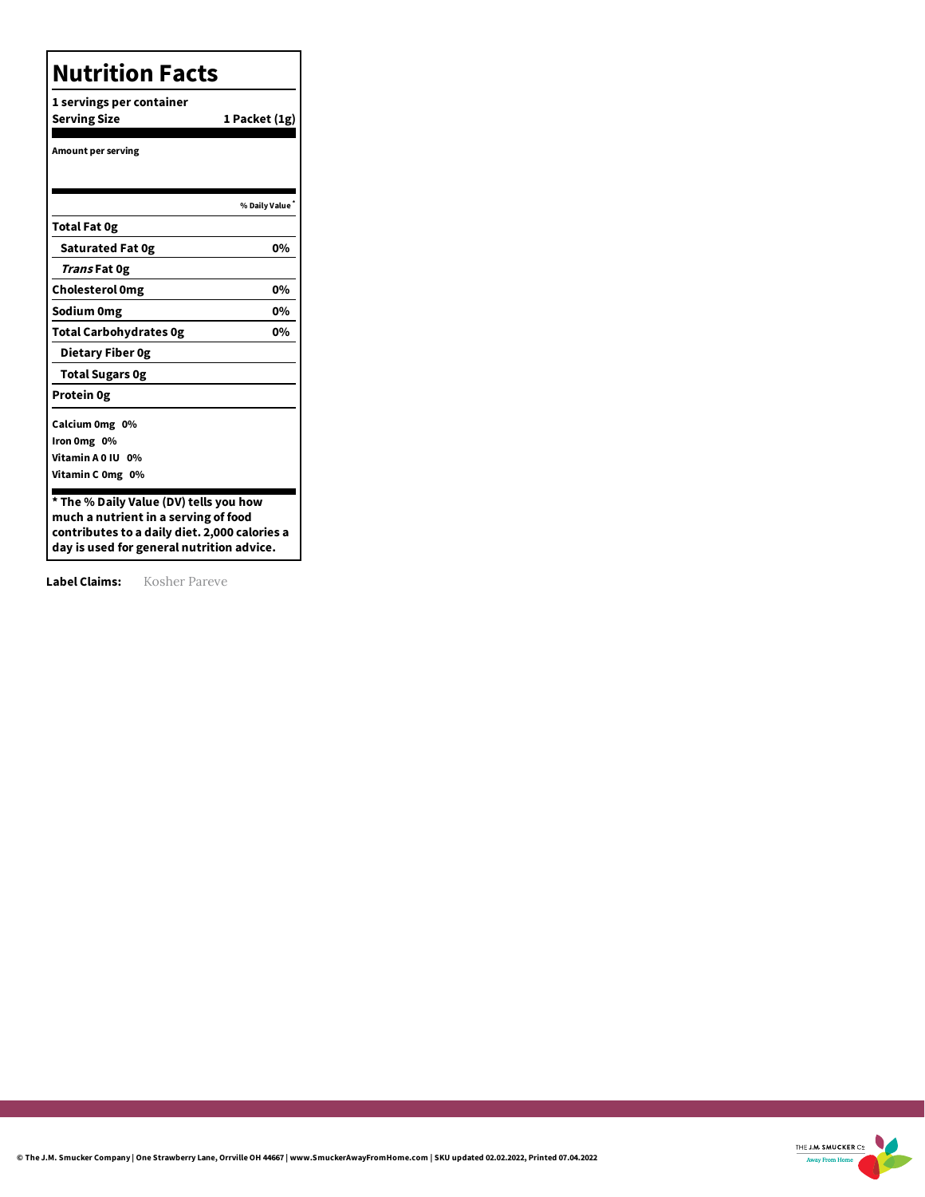# Nutrition Facts

**1 servings per container**

| **Serving Size** | **1 Packet (1g)** |
| --- | --- |

**Amount per serving**

| | **% Daily Value*** |
| --- | --- |
| **Total Fat 0g** | |
| **Saturated Fat 0g** | **0%** |
| ***Trans* Fat 0g** | |
| **Cholesterol 0mg** | **0%** |
| **Sodium 0mg** | **0%** |
| **Total Carbohydrates 0g** | **0%** |
| **Dietary Fiber 0g** | |
| **Total Sugars 0g** | |
| **Protein 0g** | |

**Calcium 0mg 0%**
**Iron 0mg 0%**
**Vitamin A 0 IU 0%**
**Vitamin C 0mg 0%**

*** The % Daily Value (DV) tells you how much a nutrient in a serving of food contributes to a daily diet. 2,000 calories a day is used for general nutrition advice.**

**Label Claims:** Kosher Pareve

© The J.M. Smucker Company | One Strawberry Lane, Orrville OH 44667 | www.SmuckerAwayFromHome.com | SKU updated 02.02.2022, Printed 07.04.2022